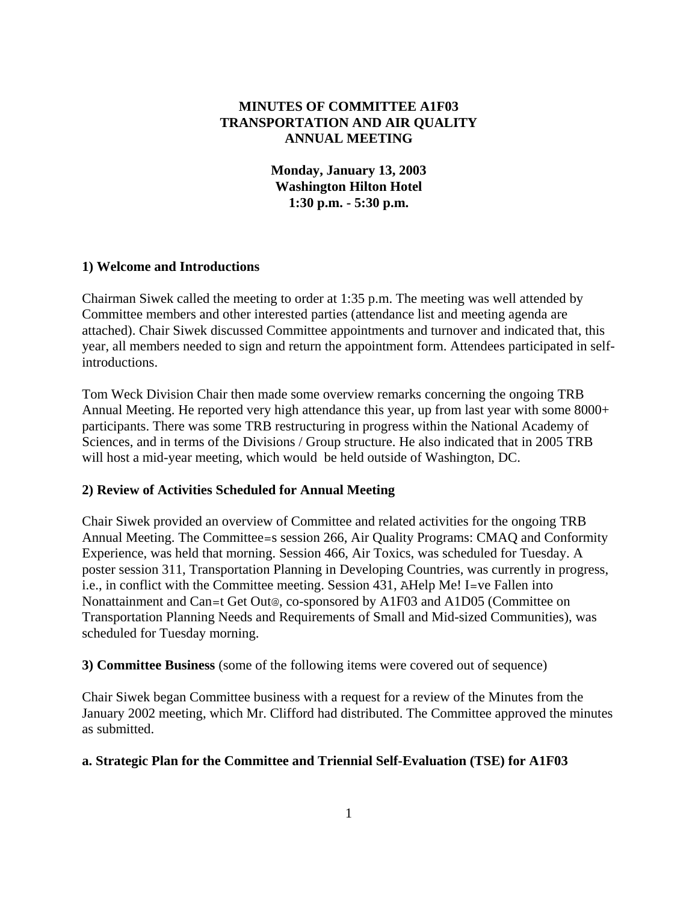# MINUTES OF COMMITTEE A1F03 TRANSPORTATION AND AIR QUALITY ANNUAL MEETING

**Monday, January 13, 2003**
**Washington Hilton Hotel**
**1:30 p.m. - 5:30 p.m.**

## 1) Welcome and Introductions

Chairman Siwek called the meeting to order at 1:35 p.m. The meeting was well attended by Committee members and other interested parties (attendance list and meeting agenda are attached). Chair Siwek discussed Committee appointments and turnover and indicated that, this year, all members needed to sign and return the appointment form. Attendees participated in self-introductions.

Tom Weck Division Chair then made some overview remarks concerning the ongoing TRB Annual Meeting. He reported very high attendance this year, up from last year with some 8000+ participants. There was some TRB restructuring in progress within the National Academy of Sciences, and in terms of the Divisions / Group structure. He also indicated that in 2005 TRB will host a mid-year meeting, which would be held outside of Washington, DC.

## 2) Review of Activities Scheduled for Annual Meeting

Chair Siwek provided an overview of Committee and related activities for the ongoing TRB Annual Meeting. The Committee=s session 266, Air Quality Programs: CMAQ and Conformity Experience, was held that morning. Session 466, Air Toxics, was scheduled for Tuesday. A poster session 311, Transportation Planning in Developing Countries, was currently in progress, i.e., in conflict with the Committee meeting. Session 431, AHelp Me! I=ve Fallen into Nonattainment and Can=t Get Out@, co-sponsored by A1F03 and A1D05 (Committee on Transportation Planning Needs and Requirements of Small and Mid-sized Communities), was scheduled for Tuesday morning.

**3) Committee Business** (some of the following items were covered out of sequence)

Chair Siwek began Committee business with a request for a review of the Minutes from the January 2002 meeting, which Mr. Clifford had distributed. The Committee approved the minutes as submitted.

### a. Strategic Plan for the Committee and Triennial Self-Evaluation (TSE) for A1F03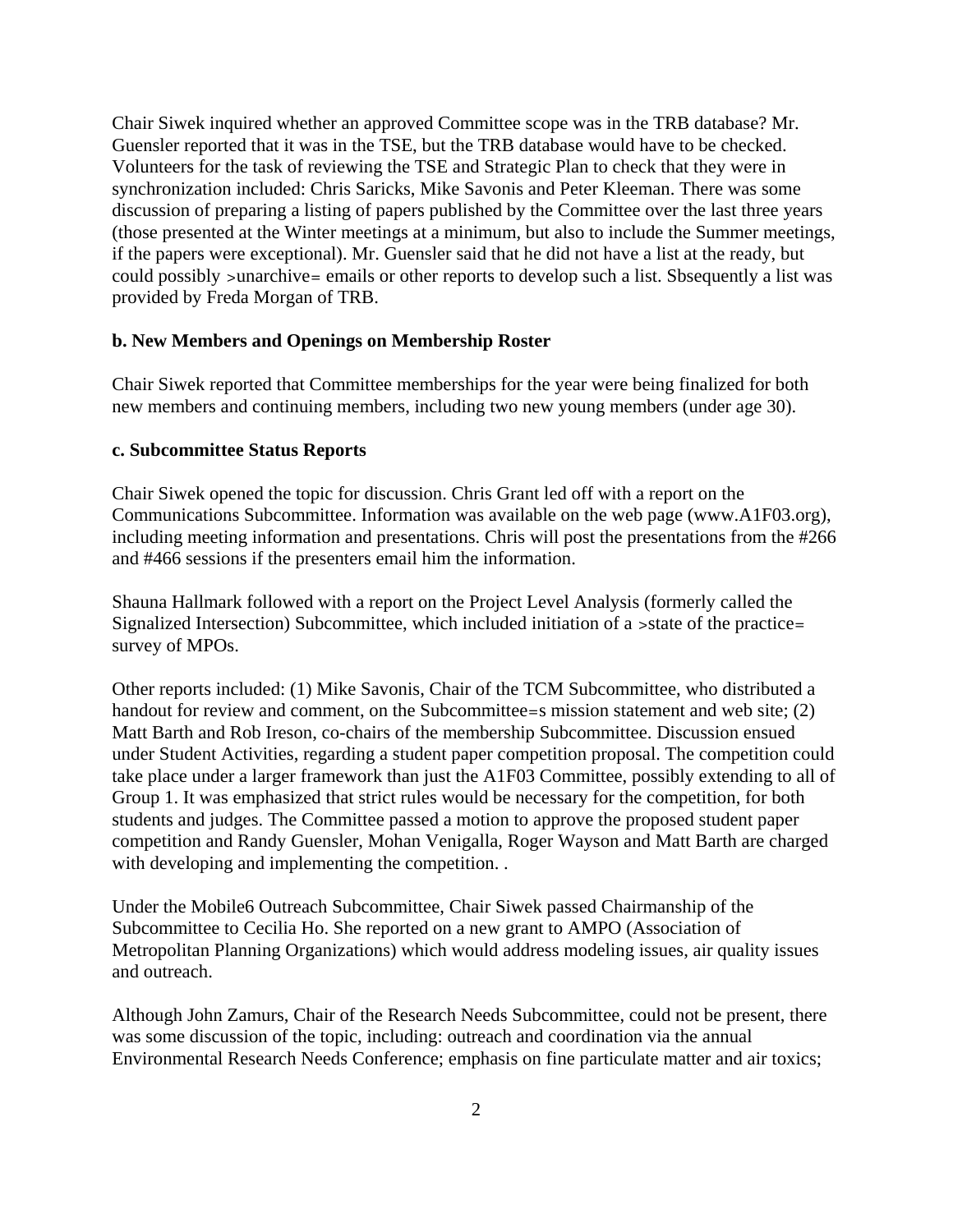Chair Siwek inquired whether an approved Committee scope was in the TRB database? Mr. Guensler reported that it was in the TSE, but the TRB database would have to be checked. Volunteers for the task of reviewing the TSE and Strategic Plan to check that they were in synchronization included: Chris Saricks, Mike Savonis and Peter Kleeman. There was some discussion of preparing a listing of papers published by the Committee over the last three years (those presented at the Winter meetings at a minimum, but also to include the Summer meetings, if the papers were exceptional). Mr. Guensler said that he did not have a list at the ready, but could possibly >unarchive= emails or other reports to develop such a list. Sbsequently a list was provided by Freda Morgan of TRB.

**b. New Members and Openings on Membership Roster**

Chair Siwek reported that Committee memberships for the year were being finalized for both new members and continuing members, including two new young members (under age 30).

**c. Subcommittee Status Reports**

Chair Siwek opened the topic for discussion. Chris Grant led off with a report on the Communications Subcommittee. Information was available on the web page (www.A1F03.org), including meeting information and presentations. Chris will post the presentations from the #266 and #466 sessions if the presenters email him the information.

Shauna Hallmark followed with a report on the Project Level Analysis (formerly called the Signalized Intersection) Subcommittee, which included initiation of a >state of the practice= survey of MPOs.

Other reports included: (1) Mike Savonis, Chair of the TCM Subcommittee, who distributed a handout for review and comment, on the Subcommittee=s mission statement and web site; (2) Matt Barth and Rob Ireson, co-chairs of the membership Subcommittee. Discussion ensued under Student Activities, regarding a student paper competition proposal. The competition could take place under a larger framework than just the A1F03 Committee, possibly extending to all of Group 1. It was emphasized that strict rules would be necessary for the competition, for both students and judges. The Committee passed a motion to approve the proposed student paper competition and Randy Guensler, Mohan Venigalla, Roger Wayson and Matt Barth are charged with developing and implementing the competition. .

Under the Mobile6 Outreach Subcommittee, Chair Siwek passed Chairmanship of the Subcommittee to Cecilia Ho. She reported on a new grant to AMPO (Association of Metropolitan Planning Organizations) which would address modeling issues, air quality issues and outreach.

Although John Zamurs, Chair of the Research Needs Subcommittee, could not be present, there was some discussion of the topic, including: outreach and coordination via the annual Environmental Research Needs Conference; emphasis on fine particulate matter and air toxics;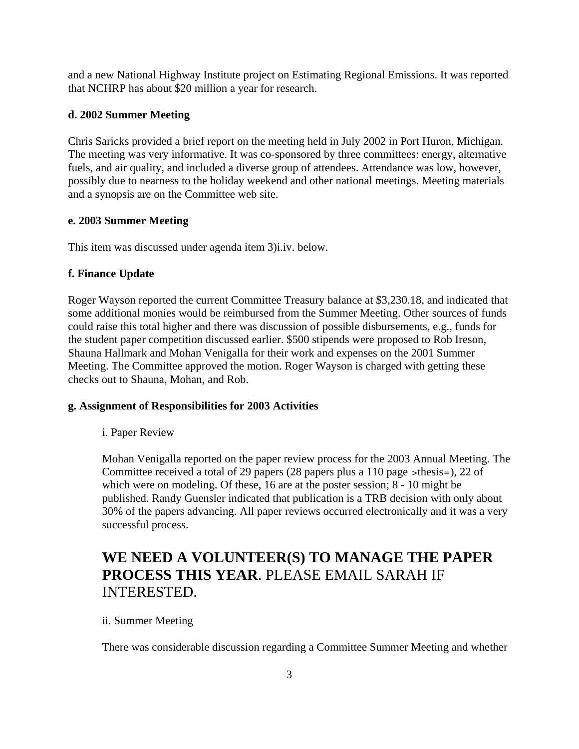and a new National Highway Institute project on Estimating Regional Emissions. It was reported that NCHRP has about $20 million a year for research.

**d. 2002 Summer Meeting**

Chris Saricks provided a brief report on the meeting held in July 2002 in Port Huron, Michigan. The meeting was very informative. It was co-sponsored by three committees: energy, alternative fuels, and air quality, and included a diverse group of attendees. Attendance was low, however, possibly due to nearness to the holiday weekend and other national meetings. Meeting materials and a synopsis are on the Committee web site.

**e. 2003 Summer Meeting**

This item was discussed under agenda item 3)i.iv. below.

**f. Finance Update**

Roger Wayson reported the current Committee Treasury balance at $3,230.18, and indicated that some additional monies would be reimbursed from the Summer Meeting. Other sources of funds could raise this total higher and there was discussion of possible disbursements, e.g., funds for the student paper competition discussed earlier. $500 stipends were proposed to Rob Ireson, Shauna Hallmark and Mohan Venigalla for their work and expenses on the 2001 Summer Meeting. The Committee approved the motion. Roger Wayson is charged with getting these checks out to Shauna, Mohan, and Rob.

**g. Assignment of Responsibilities for 2003 Activities**

i. Paper Review

Mohan Venigalla reported on the paper review process for the 2003 Annual Meeting. The Committee received a total of 29 papers (28 papers plus a 110 page >thesis=), 22 of which were on modeling. Of these, 16 are at the poster session; 8 - 10 might be published. Randy Guensler indicated that publication is a TRB decision with only about 30% of the papers advancing. All paper reviews occurred electronically and it was a very successful process.

## **WE NEED A VOLUNTEER(S) TO MANAGE THE PAPER PROCESS THIS YEAR**. PLEASE EMAIL SARAH IF INTERESTED.

ii. Summer Meeting

There was considerable discussion regarding a Committee Summer Meeting and whether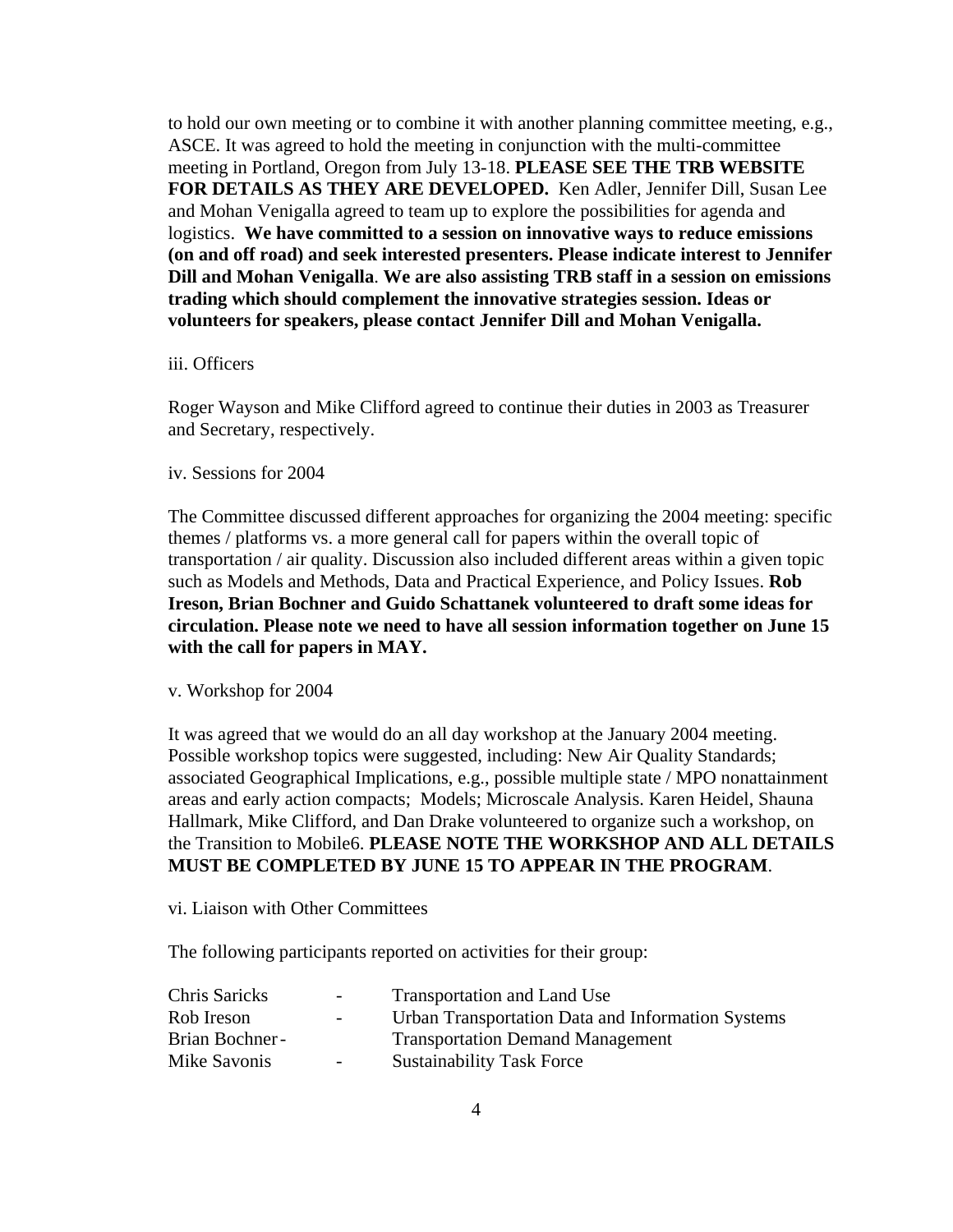to hold our own meeting or to combine it with another planning committee meeting, e.g., ASCE. It was agreed to hold the meeting in conjunction with the multi-committee meeting in Portland, Oregon from July 13-18. **PLEASE SEE THE TRB WEBSITE FOR DETAILS AS THEY ARE DEVELOPED.** Ken Adler, Jennifer Dill, Susan Lee and Mohan Venigalla agreed to team up to explore the possibilities for agenda and logistics. **We have committed to a session on innovative ways to reduce emissions (on and off road) and seek interested presenters. Please indicate interest to Jennifer Dill and Mohan Venigalla**. **We are also assisting TRB staff in a session on emissions trading which should complement the innovative strategies session. Ideas or volunteers for speakers, please contact Jennifer Dill and Mohan Venigalla.**

iii. Officers

Roger Wayson and Mike Clifford agreed to continue their duties in 2003 as Treasurer and Secretary, respectively.

iv. Sessions for 2004

The Committee discussed different approaches for organizing the 2004 meeting: specific themes / platforms vs. a more general call for papers within the overall topic of transportation / air quality. Discussion also included different areas within a given topic such as Models and Methods, Data and Practical Experience, and Policy Issues. **Rob Ireson, Brian Bochner and Guido Schattanek volunteered to draft some ideas for circulation. Please note we need to have all session information together on June 15 with the call for papers in MAY.**

v. Workshop for 2004

It was agreed that we would do an all day workshop at the January 2004 meeting. Possible workshop topics were suggested, including: New Air Quality Standards; associated Geographical Implications, e.g., possible multiple state / MPO nonattainment areas and early action compacts; Models; Microscale Analysis. Karen Heidel, Shauna Hallmark, Mike Clifford, and Dan Drake volunteered to organize such a workshop, on the Transition to Mobile6. **PLEASE NOTE THE WORKSHOP AND ALL DETAILS MUST BE COMPLETED BY JUNE 15 TO APPEAR IN THE PROGRAM**.

vi. Liaison with Other Committees

The following participants reported on activities for their group:

Chris Saricks - Transportation and Land Use
Rob Ireson - Urban Transportation Data and Information Systems
Brian Bochner - Transportation Demand Management
Mike Savonis - Sustainability Task Force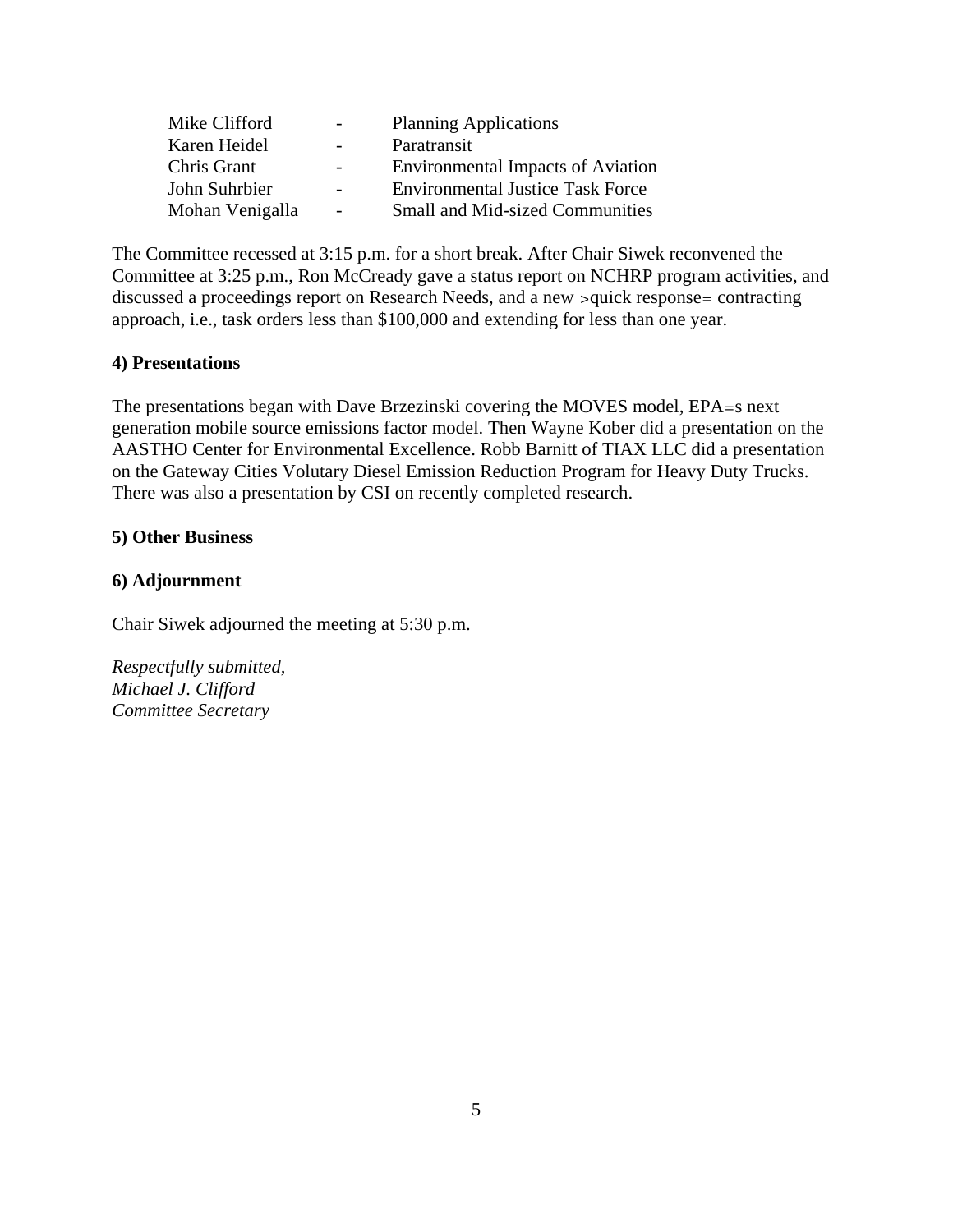| | | |
|---|---|---|
| Mike Clifford | - | Planning Applications |
| Karen Heidel | - | Paratransit |
| Chris Grant | - | Environmental Impacts of Aviation |
| John Suhrbier | - | Environmental Justice Task Force |
| Mohan Venigalla | - | Small and Mid-sized Communities |

The Committee recessed at 3:15 p.m. for a short break. After Chair Siwek reconvened the Committee at 3:25 p.m., Ron McCready gave a status report on NCHRP program activities, and discussed a proceedings report on Research Needs, and a new >quick response= contracting approach, i.e., task orders less than $100,000 and extending for less than one year.

**4) Presentations**

The presentations began with Dave Brzezinski covering the MOVES model, EPA=s next generation mobile source emissions factor model. Then Wayne Kober did a presentation on the AASTHO Center for Environmental Excellence. Robb Barnitt of TIAX LLC did a presentation on the Gateway Cities Volutary Diesel Emission Reduction Program for Heavy Duty Trucks. There was also a presentation by CSI on recently completed research.

**5) Other Business**

**6) Adjournment**

Chair Siwek adjourned the meeting at 5:30 p.m.

*Respectfully submitted,*
*Michael J. Clifford*
*Committee Secretary*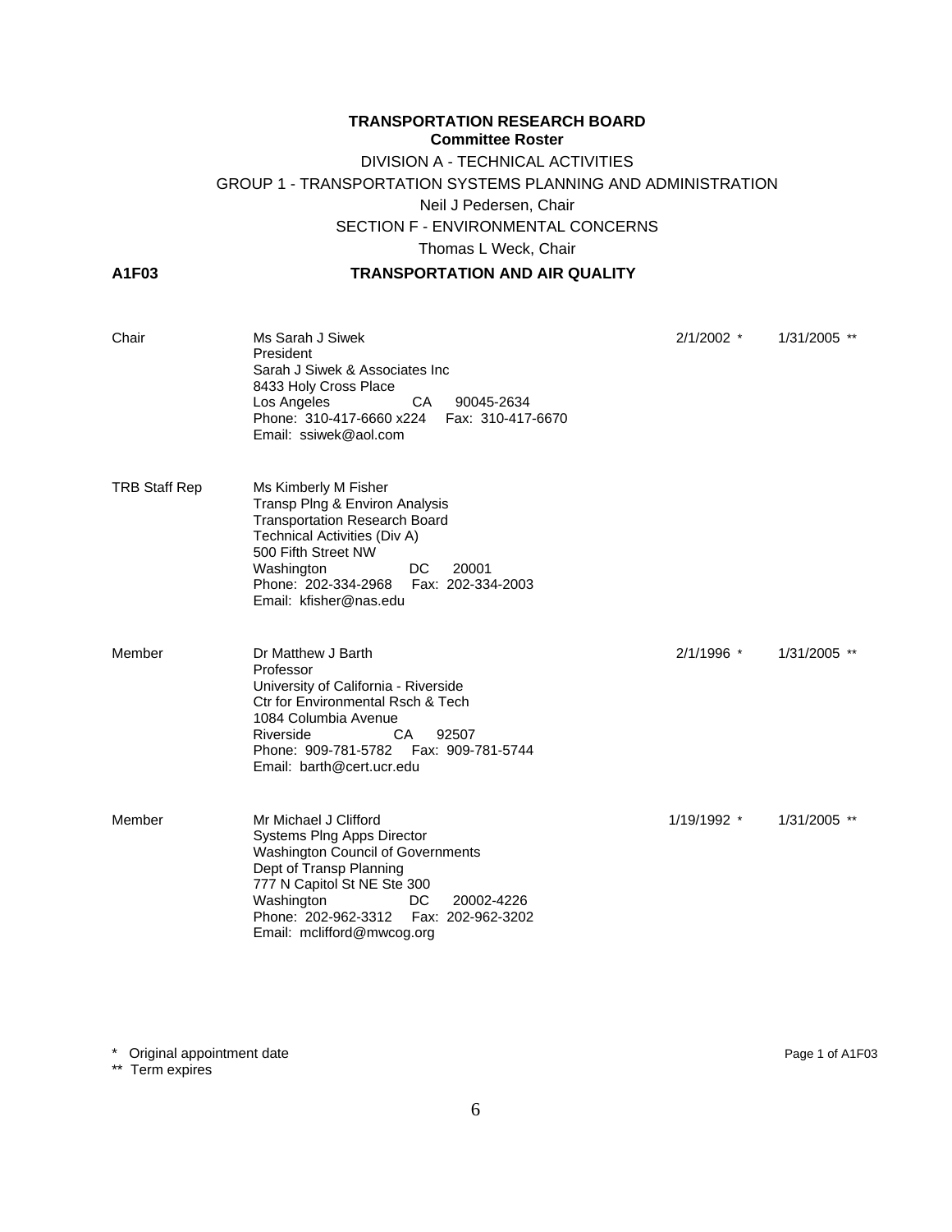**TRANSPORTATION RESEARCH BOARD**
**Committee Roster**

DIVISION A - TECHNICAL ACTIVITIES

GROUP 1 - TRANSPORTATION SYSTEMS PLANNING AND ADMINISTRATION

Neil J Pedersen, Chair

SECTION F - ENVIRONMENTAL CONCERNS

Thomas L Weck, Chair

**A1F03** **TRANSPORTATION AND AIR QUALITY**

| | | | |
|---|---|---|---|
| Chair | Ms Sarah J Siwek<br>President<br>Sarah J Siwek & Associates Inc<br>8433 Holy Cross Place<br>Los Angeles CA 90045-2634<br>Phone: 310-417-6660 x224 Fax: 310-417-6670<br>Email: ssiwek@aol.com | 2/1/2002 * | 1/31/2005 ** |
| TRB Staff Rep | Ms Kimberly M Fisher<br>Transp Plng & Environ Analysis<br>Transportation Research Board<br>Technical Activities (Div A)<br>500 Fifth Street NW<br>Washington DC 20001<br>Phone: 202-334-2968 Fax: 202-334-2003<br>Email: kfisher@nas.edu | | |
| Member | Dr Matthew J Barth<br>Professor<br>University of California - Riverside<br>Ctr for Environmental Rsch & Tech<br>1084 Columbia Avenue<br>Riverside CA 92507<br>Phone: 909-781-5782 Fax: 909-781-5744<br>Email: barth@cert.ucr.edu | 2/1/1996 * | 1/31/2005 ** |
| Member | Mr Michael J Clifford<br>Systems Plng Apps Director<br>Washington Council of Governments<br>Dept of Transp Planning<br>777 N Capitol St NE Ste 300<br>Washington DC 20002-4226<br>Phone: 202-962-3312 Fax: 202-962-3202<br>Email: mclifford@mwcog.org | 1/19/1992 * | 1/31/2005 ** |

\* Original appointment date
\** Term expires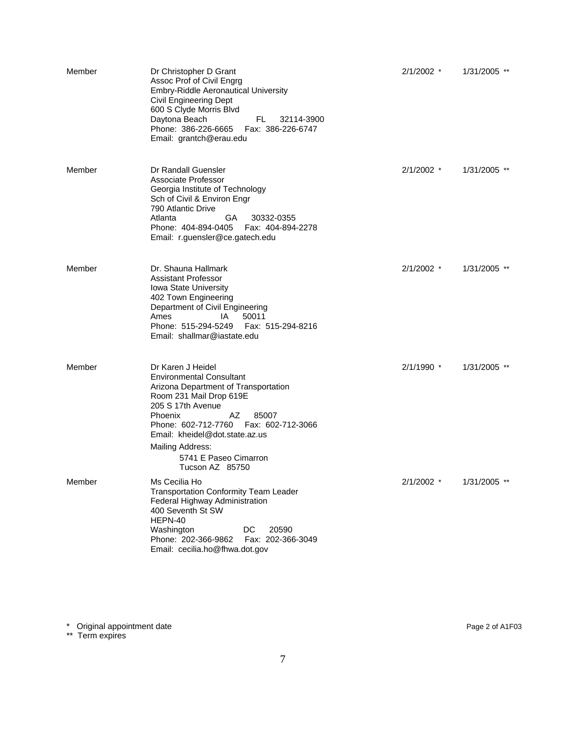| Role | Name / Address | Original appointment date * | Term expires ** |
|---|---|---|---|
| Member | Dr Christopher D Grant<br>Assoc Prof of Civil Engrg<br>Embry-Riddle Aeronautical University<br>Civil Engineering Dept<br>600 S Clyde Morris Blvd<br>Daytona Beach FL 32114-3900<br>Phone: 386-226-6665 Fax: 386-226-6747<br>Email: grantch@erau.edu | 2/1/2002 * | 1/31/2005 ** |
| Member | Dr Randall Guensler<br>Associate Professor<br>Georgia Institute of Technology<br>Sch of Civil & Environ Engr<br>790 Atlantic Drive<br>Atlanta GA 30332-0355<br>Phone: 404-894-0405 Fax: 404-894-2278<br>Email: r.guensler@ce.gatech.edu | 2/1/2002 * | 1/31/2005 ** |
| Member | Dr. Shauna Hallmark<br>Assistant Professor<br>Iowa State University<br>402 Town Engineering<br>Department of Civil Engineering<br>Ames IA 50011<br>Phone: 515-294-5249 Fax: 515-294-8216<br>Email: shallmar@iastate.edu | 2/1/2002 * | 1/31/2005 ** |
| Member | Dr Karen J Heidel<br>Environmental Consultant<br>Arizona Department of Transportation<br>Room 231 Mail Drop 619E<br>205 S 17th Avenue<br>Phoenix AZ 85007<br>Phone: 602-712-7760 Fax: 602-712-3066<br>Email: kheidel@dot.state.az.us<br>Mailing Address:<br>5741 E Paseo Cimarron<br>Tucson AZ 85750 | 2/1/1990 * | 1/31/2005 ** |
| Member | Ms Cecilia Ho<br>Transportation Conformity Team Leader<br>Federal Highway Administration<br>400 Seventh St SW<br>HEPN-40<br>Washington DC 20590<br>Phone: 202-366-9862 Fax: 202-366-3049<br>Email: cecilia.ho@fhwa.dot.gov | 2/1/2002 * | 1/31/2005 ** |

\* Original appointment date
\*\* Term expires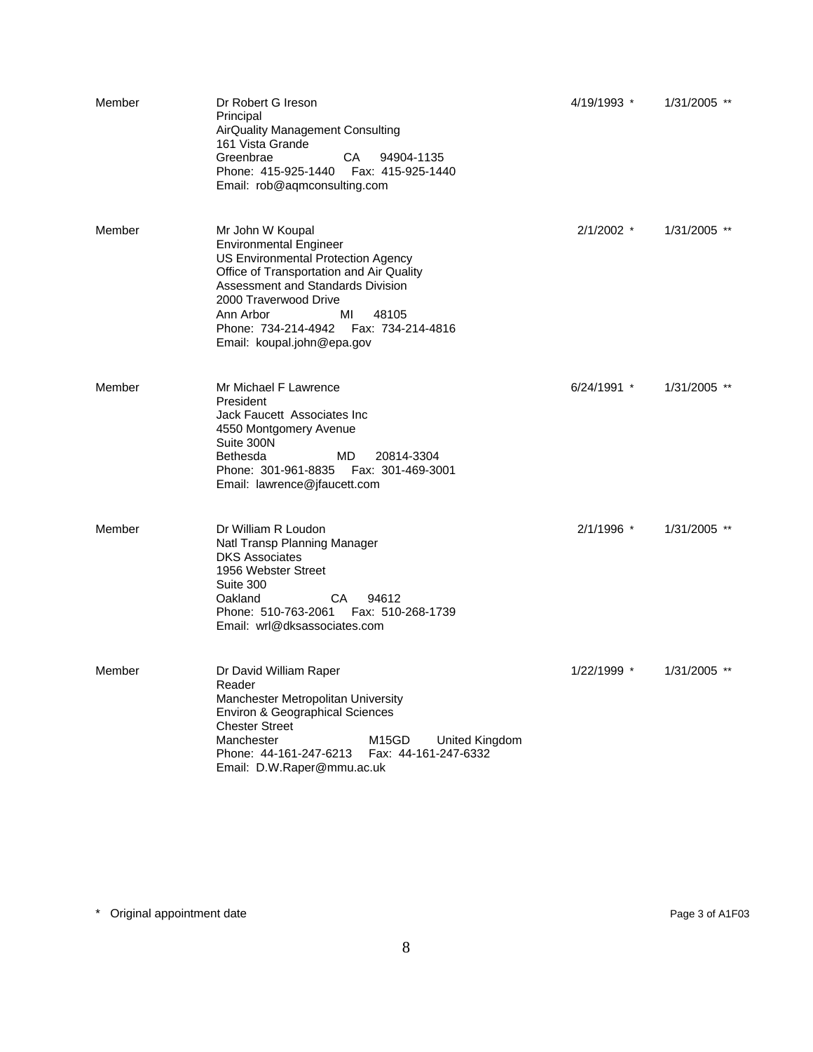| Role | Name and Contact | Original Appointment | Term End |
|---|---|---|---|
| Member | Dr Robert G Ireson<br>Principal<br>AirQuality Management Consulting<br>161 Vista Grande<br>Greenbrae CA 94904-1135<br>Phone: 415-925-1440 Fax: 415-925-1440<br>Email: rob@aqmconsulting.com | 4/19/1993 * | 1/31/2005 ** |
| Member | Mr John W Koupal<br>Environmental Engineer<br>US Environmental Protection Agency<br>Office of Transportation and Air Quality<br>Assessment and Standards Division<br>2000 Traverwood Drive<br>Ann Arbor MI 48105<br>Phone: 734-214-4942 Fax: 734-214-4816<br>Email: koupal.john@epa.gov | 2/1/2002 * | 1/31/2005 ** |
| Member | Mr Michael F Lawrence<br>President<br>Jack Faucett Associates Inc<br>4550 Montgomery Avenue<br>Suite 300N<br>Bethesda MD 20814-3304<br>Phone: 301-961-8835 Fax: 301-469-3001<br>Email: lawrence@jfaucett.com | 6/24/1991 * | 1/31/2005 ** |
| Member | Dr William R Loudon<br>Natl Transp Planning Manager<br>DKS Associates<br>1956 Webster Street<br>Suite 300<br>Oakland CA 94612<br>Phone: 510-763-2061 Fax: 510-268-1739<br>Email: wrl@dksassociates.com | 2/1/1996 * | 1/31/2005 ** |
| Member | Dr David William Raper<br>Reader<br>Manchester Metropolitan University<br>Environ & Geographical Sciences<br>Chester Street<br>Manchester M15GD United Kingdom<br>Phone: 44-161-247-6213 Fax: 44-161-247-6332<br>Email: D.W.Raper@mmu.ac.uk | 1/22/1999 * | 1/31/2005 ** |

\* Original appointment date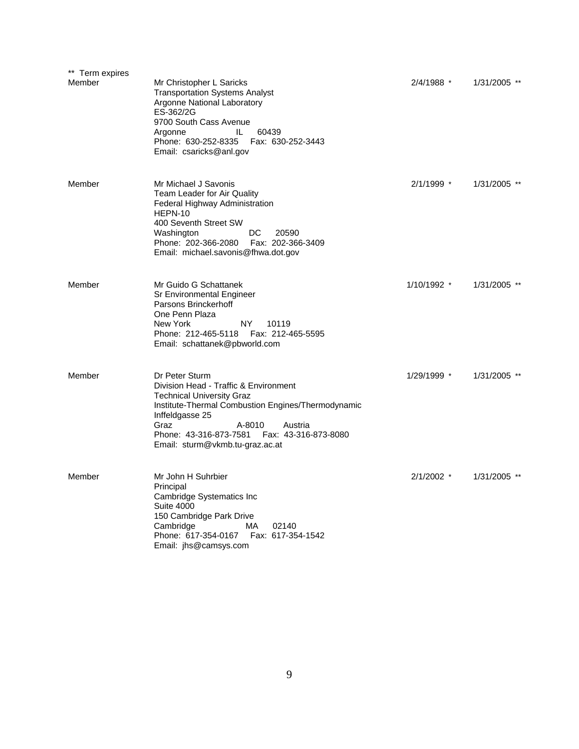** Term expires

| | | | |
|---|---|---|---|
| Member | Mr Christopher L Saricks<br>Transportation Systems Analyst<br>Argonne National Laboratory<br>ES-362/2G<br>9700 South Cass Avenue<br>Argonne IL 60439<br>Phone: 630-252-8335 Fax: 630-252-3443<br>Email: csaricks@anl.gov | 2/4/1988 * | 1/31/2005 ** |
| Member | Mr Michael J Savonis<br>Team Leader for Air Quality<br>Federal Highway Administration<br>HEPN-10<br>400 Seventh Street SW<br>Washington DC 20590<br>Phone: 202-366-2080 Fax: 202-366-3409<br>Email: michael.savonis@fhwa.dot.gov | 2/1/1999 * | 1/31/2005 ** |
| Member | Mr Guido G Schattanek<br>Sr Environmental Engineer<br>Parsons Brinckerhoff<br>One Penn Plaza<br>New York NY 10119<br>Phone: 212-465-5118 Fax: 212-465-5595<br>Email: schattanek@pbworld.com | 1/10/1992 * | 1/31/2005 ** |
| Member | Dr Peter Sturm<br>Division Head - Traffic & Environment<br>Technical University Graz<br>Institute-Thermal Combustion Engines/Thermodynamic<br>Inffeldgasse 25<br>Graz A-8010 Austria<br>Phone: 43-316-873-7581 Fax: 43-316-873-8080<br>Email: sturm@vkmb.tu-graz.ac.at | 1/29/1999 * | 1/31/2005 ** |
| Member | Mr John H Suhrbier<br>Principal<br>Cambridge Systematics Inc<br>Suite 4000<br>150 Cambridge Park Drive<br>Cambridge MA 02140<br>Phone: 617-354-0167 Fax: 617-354-1542<br>Email: jhs@camsys.com | 2/1/2002 * | 1/31/2005 ** |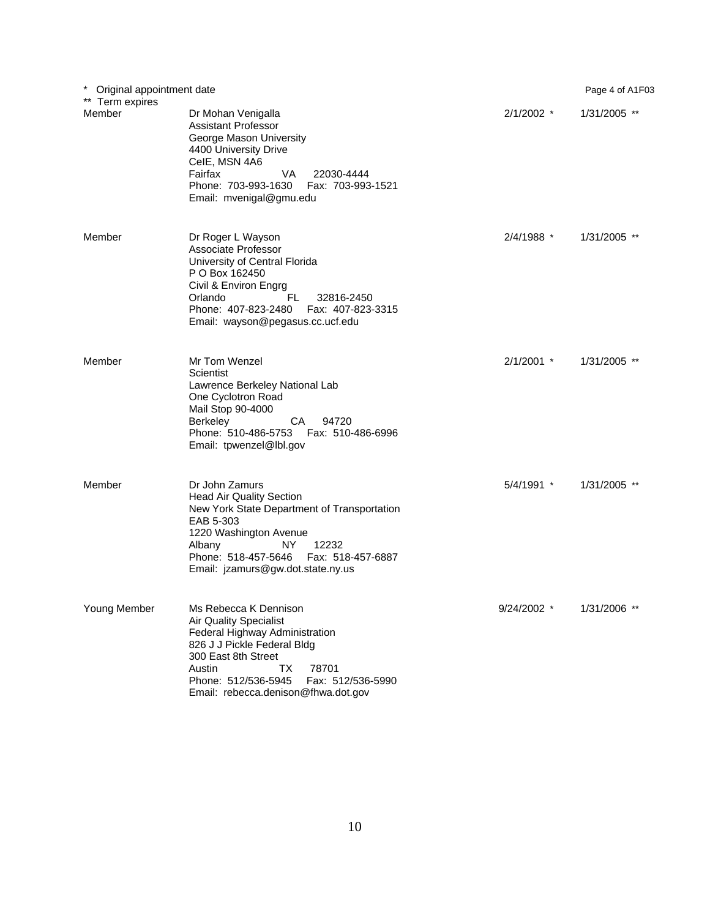\* Original appointment date
\*\* Term expires

| Role | Name / Address | Original appointment date | Term expires |
|---|---|---|---|
| Member | Dr Mohan Venigalla<br>Assistant Professor<br>George Mason University<br>4400 University Drive<br>CeIE, MSN 4A6<br>Fairfax VA 22030-4444<br>Phone: 703-993-1630 Fax: 703-993-1521<br>Email: mvenigal@gmu.edu | 2/1/2002 * | 1/31/2005 ** |
| Member | Dr Roger L Wayson<br>Associate Professor<br>University of Central Florida<br>P O Box 162450<br>Civil & Environ Engrg<br>Orlando FL 32816-2450<br>Phone: 407-823-2480 Fax: 407-823-3315<br>Email: wayson@pegasus.cc.ucf.edu | 2/4/1988 * | 1/31/2005 ** |
| Member | Mr Tom Wenzel<br>Scientist<br>Lawrence Berkeley National Lab<br>One Cyclotron Road<br>Mail Stop 90-4000<br>Berkeley CA 94720<br>Phone: 510-486-5753 Fax: 510-486-6996<br>Email: tpwenzel@lbl.gov | 2/1/2001 * | 1/31/2005 ** |
| Member | Dr John Zamurs<br>Head Air Quality Section<br>New York State Department of Transportation<br>EAB 5-303<br>1220 Washington Avenue<br>Albany NY 12232<br>Phone: 518-457-5646 Fax: 518-457-6887<br>Email: jzamurs@gw.dot.state.ny.us | 5/4/1991 * | 1/31/2005 ** |
| Young Member | Ms Rebecca K Dennison<br>Air Quality Specialist<br>Federal Highway Administration<br>826 J J Pickle Federal Bldg<br>300 East 8th Street<br>Austin TX 78701<br>Phone: 512/536-5945 Fax: 512/536-5990<br>Email: rebecca.denison@fhwa.dot.gov | 9/24/2002 * | 1/31/2006 ** |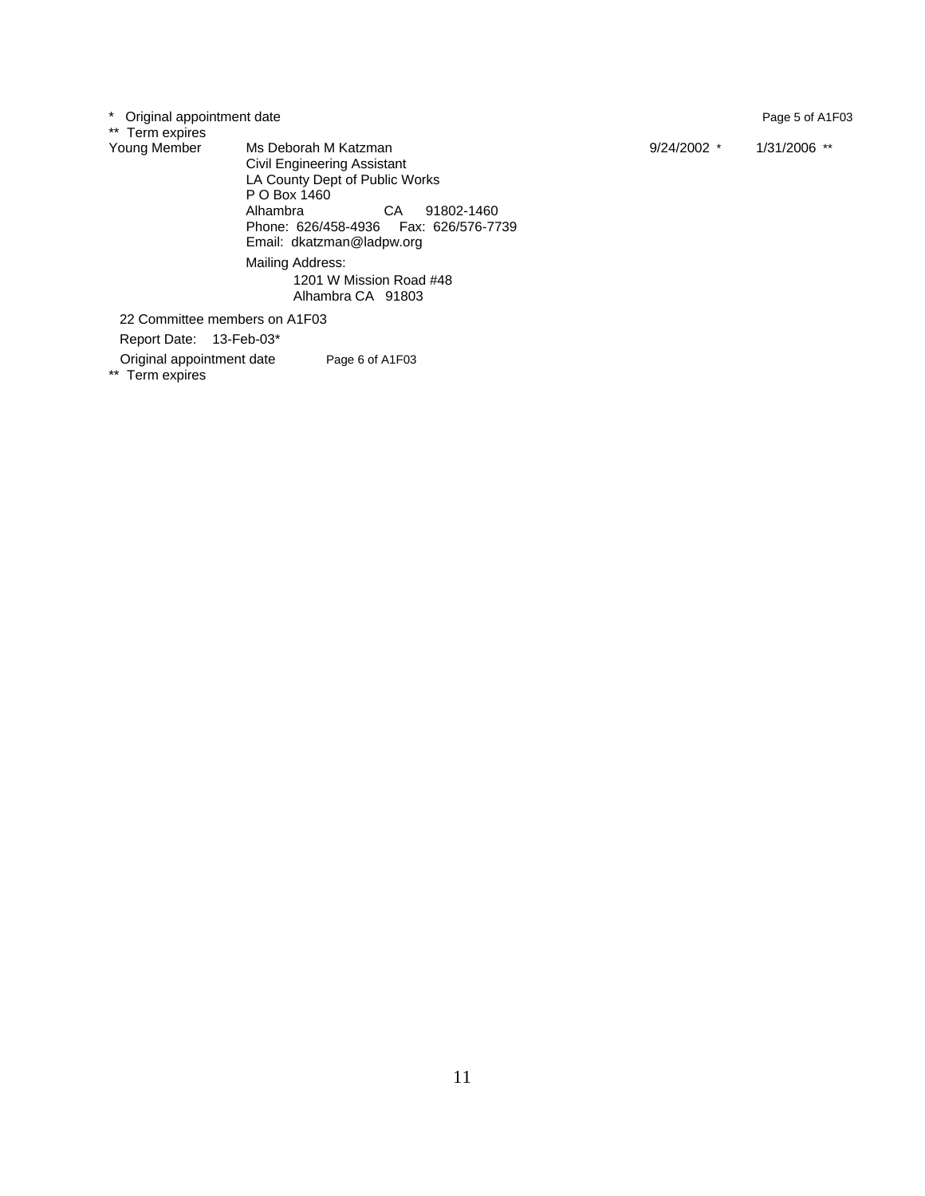\* Original appointment date

\*\* Term expires

| | | | |
|---|---|---|---|
| Young Member | Ms Deborah M Katzman<br>Civil Engineering Assistant<br>LA County Dept of Public Works<br>P O Box 1460<br>Alhambra CA 91802-1460<br>Phone: 626/458-4936 Fax: 626/576-7739<br>Email: dkatzman@ladpw.org<br>Mailing Address:<br>1201 W Mission Road #48<br>Alhambra CA 91803 | 9/24/2002 \* | 1/31/2006 \*\* |

22 Committee members on A1F03

Report Date: 13-Feb-03\*

Original appointment date

\*\* Term expires